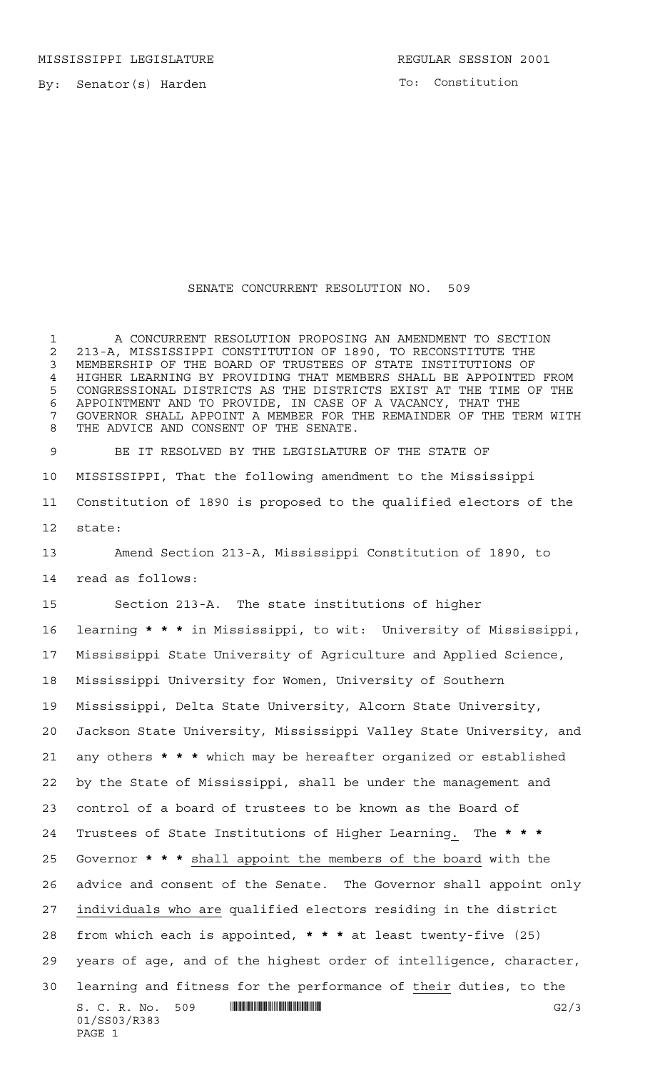MISSISSIPPI LEGISLATURE REGULAR SESSION 2001

By: Senator(s) Harden

To: Constitution

# SENATE CONCURRENT RESOLUTION NO. 509

A CONCURRENT RESOLUTION PROPOSING AN AMENDMENT TO SECTION 213-A, MISSISSIPPI CONSTITUTION OF 1890, TO RECONSTITUTE THE MEMBERSHIP OF THE BOARD OF TRUSTEES OF STATE INSTITUTIONS OF HIGHER LEARNING BY PROVIDING THAT MEMBERS SHALL BE APPOINTED FROM CONGRESSIONAL DISTRICTS AS THE DISTRICTS EXIST AT THE TIME OF THE APPOINTMENT AND TO PROVIDE, IN CASE OF A VACANCY, THAT THE GOVERNOR SHALL APPOINT A MEMBER FOR THE REMAINDER OF THE TERM WITH THE ADVICE AND CONSENT OF THE SENATE.

BE IT RESOLVED BY THE LEGISLATURE OF THE STATE OF MISSISSIPPI, That the following amendment to the Mississippi Constitution of 1890 is proposed to the qualified electors of the state:

Amend Section 213-A, Mississippi Constitution of 1890, to read as follows:

Section 213-A. The state institutions of higher learning **\* \* \*** in Mississippi, to wit: University of Mississippi, Mississippi State University of Agriculture and Applied Science, Mississippi University for Women, University of Southern Mississippi, Delta State University, Alcorn State University, Jackson State University, Mississippi Valley State University, and any others **\* \* \*** which may be hereafter organized or established by the State of Mississippi, shall be under the management and control of a board of trustees to be known as the Board of Trustees of State Institutions of Higher Learning<u>.</u> The **\* \* \*** Governor **\* \* \*** <u>shall appoint the members of the board</u> with the advice and consent of the Senate. The Governor shall appoint only <u>individuals who are</u> qualified electors residing in the district from which each is appointed, **\* \* \*** at least twenty-five (25) years of age, and of the highest order of intelligence, character, learning and fitness for the performance of <u>their</u> duties, to the

S. C. R. No. 509
01/SS03/R383
PAGE 1
G2/3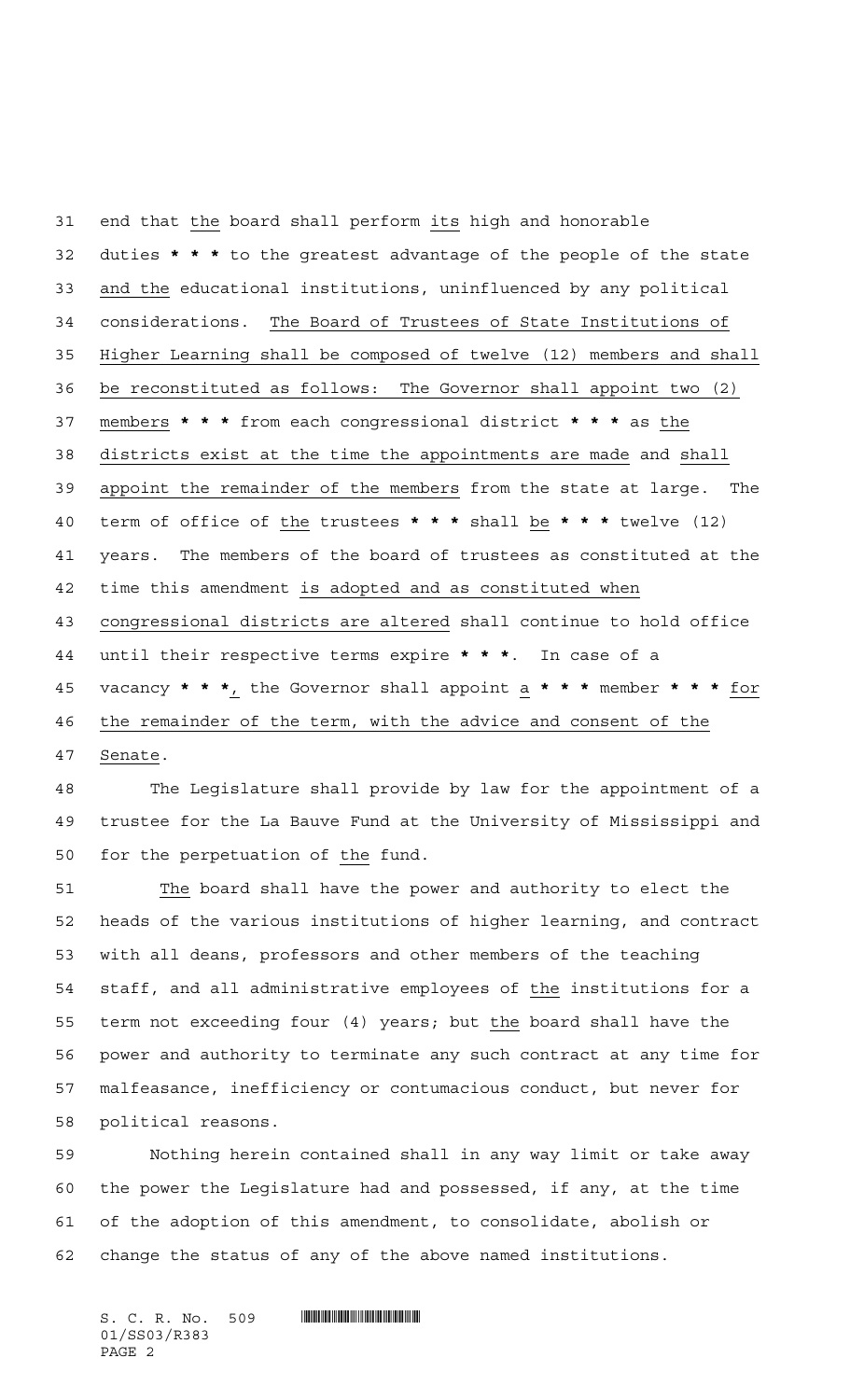end that the board shall perform its high and honorable duties * * * to the greatest advantage of the people of the state and the educational institutions, uninfluenced by any political considerations. The Board of Trustees of State Institutions of Higher Learning shall be composed of twelve (12) members and shall be reconstituted as follows: The Governor shall appoint two (2) members * * * from each congressional district * * * as the districts exist at the time the appointments are made and shall appoint the remainder of the members from the state at large. The term of office of the trustees * * * shall be * * * twelve (12) years. The members of the board of trustees as constituted at the time this amendment is adopted and as constituted when congressional districts are altered shall continue to hold office until their respective terms expire * * *. In case of a vacancy * * *, the Governor shall appoint a * * * member * * * for the remainder of the term, with the advice and consent of the Senate.

The Legislature shall provide by law for the appointment of a trustee for the La Bauve Fund at the University of Mississippi and for the perpetuation of the fund.

The board shall have the power and authority to elect the heads of the various institutions of higher learning, and contract with all deans, professors and other members of the teaching staff, and all administrative employees of the institutions for a term not exceeding four (4) years; but the board shall have the power and authority to terminate any such contract at any time for malfeasance, inefficiency or contumacious conduct, but never for political reasons.

Nothing herein contained shall in any way limit or take away the power the Legislature had and possessed, if any, at the time of the adoption of this amendment, to consolidate, abolish or change the status of any of the above named institutions.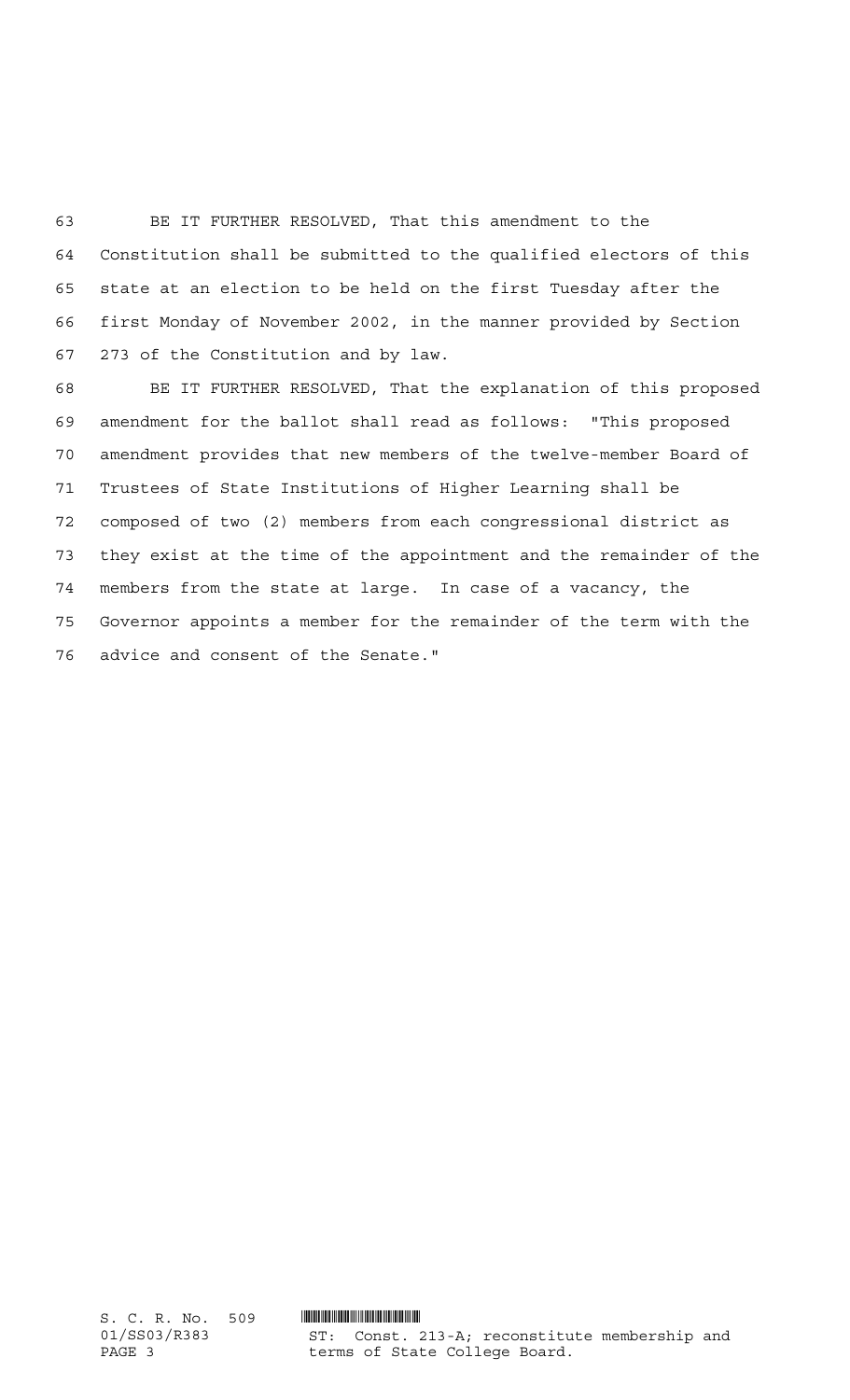BE IT FURTHER RESOLVED, That this amendment to the Constitution shall be submitted to the qualified electors of this state at an election to be held on the first Tuesday after the first Monday of November 2002, in the manner provided by Section 273 of the Constitution and by law.

BE IT FURTHER RESOLVED, That the explanation of this proposed amendment for the ballot shall read as follows: "This proposed amendment provides that new members of the twelve-member Board of Trustees of State Institutions of Higher Learning shall be composed of two (2) members from each congressional district as they exist at the time of the appointment and the remainder of the members from the state at large. In case of a vacancy, the Governor appoints a member for the remainder of the term with the advice and consent of the Senate."

S. C. R. No. 509
01/SS03/R383

ST: Const. 213-A; reconstitute membership and terms of State College Board.